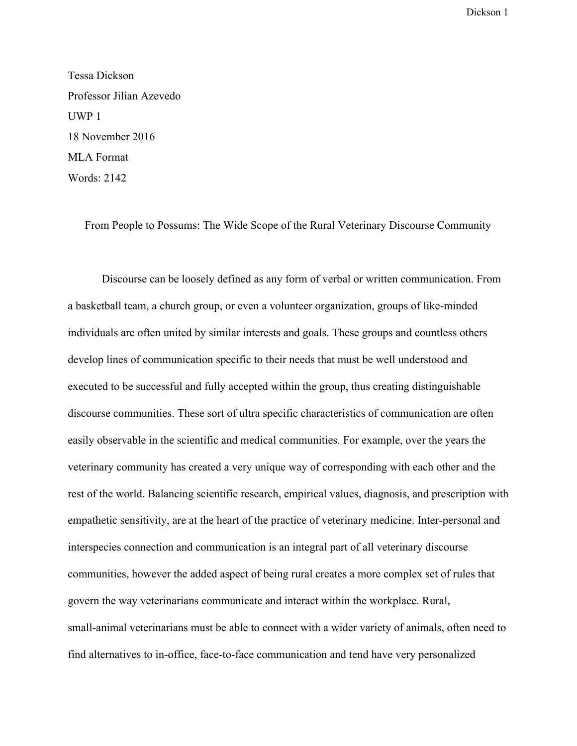Tessa Dickson

Professor Jilian Azevedo

UWP 1

18 November 2016

MLA Format

Words: 2142

# From People to Possums: The Wide Scope of the Rural Veterinary Discourse Community

Discourse can be loosely defined as any form of verbal or written communication. From a basketball team, a church group, or even a volunteer organization, groups of like-minded individuals are often united by similar interests and goals. These groups and countless others develop lines of communication specific to their needs that must be well understood and executed to be successful and fully accepted within the group, thus creating distinguishable discourse communities. These sort of ultra specific characteristics of communication are often easily observable in the scientific and medical communities. For example, over the years the veterinary community has created a very unique way of corresponding with each other and the rest of the world. Balancing scientific research, empirical values, diagnosis, and prescription with empathetic sensitivity, are at the heart of the practice of veterinary medicine. Inter-personal and interspecies connection and communication is an integral part of all veterinary discourse communities, however the added aspect of being rural creates a more complex set of rules that govern the way veterinarians communicate and interact within the workplace. Rural, small-animal veterinarians must be able to connect with a wider variety of animals, often need to find alternatives to in-office, face-to-face communication and tend have very personalized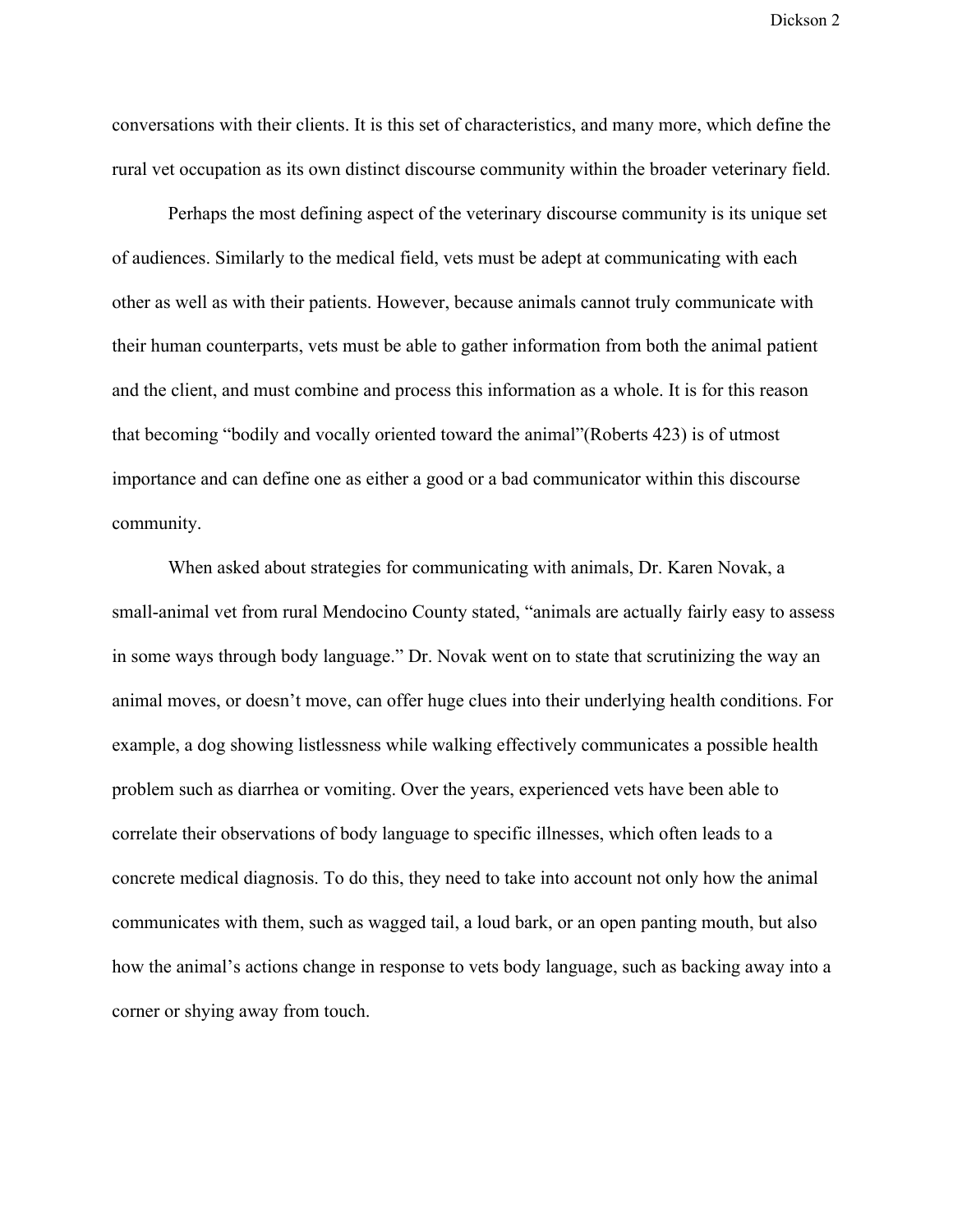conversations with their clients. It is this set of characteristics, and many more, which define the rural vet occupation as its own distinct discourse community within the broader veterinary field.

Perhaps the most defining aspect of the veterinary discourse community is its unique set of audiences. Similarly to the medical field, vets must be adept at communicating with each other as well as with their patients. However, because animals cannot truly communicate with their human counterparts, vets must be able to gather information from both the animal patient and the client, and must combine and process this information as a whole. It is for this reason that becoming "bodily and vocally oriented toward the animal"(Roberts 423) is of utmost importance and can define one as either a good or a bad communicator within this discourse community.

When asked about strategies for communicating with animals, Dr. Karen Novak, a small-animal vet from rural Mendocino County stated, "animals are actually fairly easy to assess in some ways through body language." Dr. Novak went on to state that scrutinizing the way an animal moves, or doesn't move, can offer huge clues into their underlying health conditions. For example, a dog showing listlessness while walking effectively communicates a possible health problem such as diarrhea or vomiting. Over the years, experienced vets have been able to correlate their observations of body language to specific illnesses, which often leads to a concrete medical diagnosis. To do this, they need to take into account not only how the animal communicates with them, such as wagged tail, a loud bark, or an open panting mouth, but also how the animal's actions change in response to vets body language, such as backing away into a corner or shying away from touch.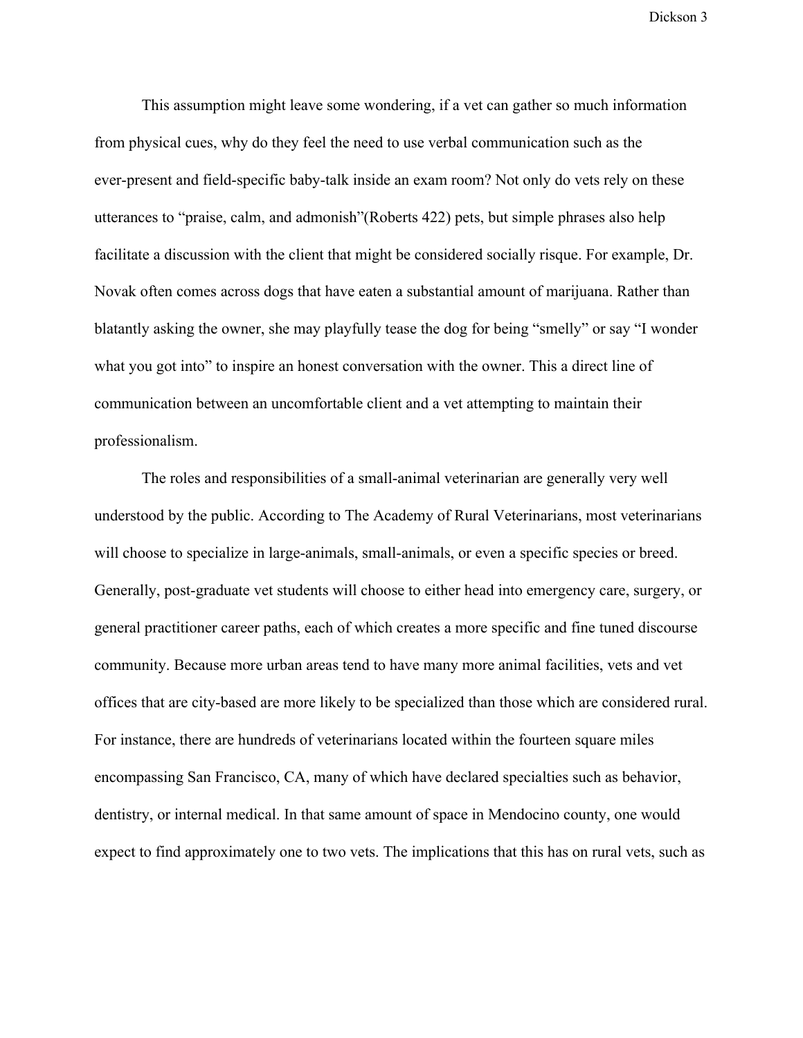This assumption might leave some wondering, if a vet can gather so much information from physical cues, why do they feel the need to use verbal communication such as the ever-present and field-specific baby-talk inside an exam room? Not only do vets rely on these utterances to "praise, calm, and admonish"(Roberts 422) pets, but simple phrases also help facilitate a discussion with the client that might be considered socially risque. For example, Dr. Novak often comes across dogs that have eaten a substantial amount of marijuana. Rather than blatantly asking the owner, she may playfully tease the dog for being "smelly" or say "I wonder what you got into" to inspire an honest conversation with the owner. This a direct line of communication between an uncomfortable client and a vet attempting to maintain their professionalism.

The roles and responsibilities of a small-animal veterinarian are generally very well understood by the public. According to The Academy of Rural Veterinarians, most veterinarians will choose to specialize in large-animals, small-animals, or even a specific species or breed. Generally, post-graduate vet students will choose to either head into emergency care, surgery, or general practitioner career paths, each of which creates a more specific and fine tuned discourse community. Because more urban areas tend to have many more animal facilities, vets and vet offices that are city-based are more likely to be specialized than those which are considered rural. For instance, there are hundreds of veterinarians located within the fourteen square miles encompassing San Francisco, CA, many of which have declared specialties such as behavior, dentistry, or internal medical. In that same amount of space in Mendocino county, one would expect to find approximately one to two vets. The implications that this has on rural vets, such as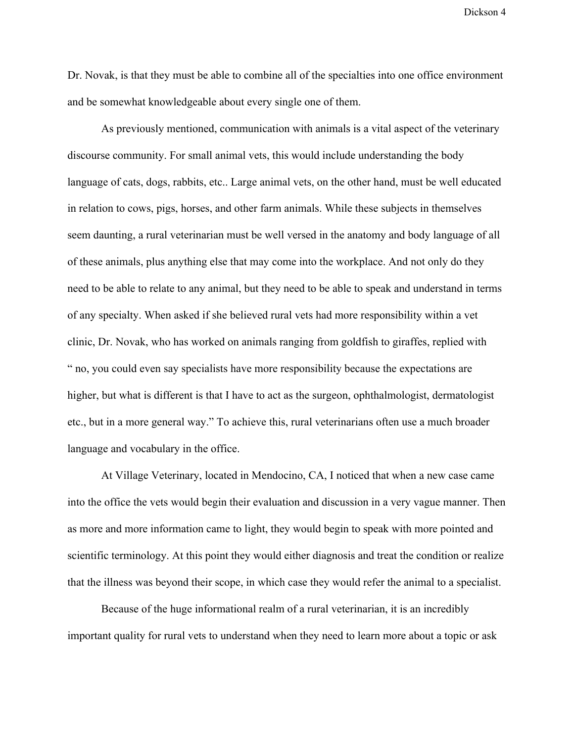Dr. Novak, is that they must be able to combine all of the specialties into one office environment and be somewhat knowledgeable about every single one of them.

As previously mentioned, communication with animals is a vital aspect of the veterinary discourse community. For small animal vets, this would include understanding the body language of cats, dogs, rabbits, etc.. Large animal vets, on the other hand, must be well educated in relation to cows, pigs, horses, and other farm animals. While these subjects in themselves seem daunting, a rural veterinarian must be well versed in the anatomy and body language of all of these animals, plus anything else that may come into the workplace. And not only do they need to be able to relate to any animal, but they need to be able to speak and understand in terms of any specialty. When asked if she believed rural vets had more responsibility within a vet clinic, Dr. Novak, who has worked on animals ranging from goldfish to giraffes, replied with " no, you could even say specialists have more responsibility because the expectations are higher, but what is different is that I have to act as the surgeon, ophthalmologist, dermatologist etc., but in a more general way." To achieve this, rural veterinarians often use a much broader language and vocabulary in the office.

At Village Veterinary, located in Mendocino, CA, I noticed that when a new case came into the office the vets would begin their evaluation and discussion in a very vague manner. Then as more and more information came to light, they would begin to speak with more pointed and scientific terminology. At this point they would either diagnosis and treat the condition or realize that the illness was beyond their scope, in which case they would refer the animal to a specialist.

Because of the huge informational realm of a rural veterinarian, it is an incredibly important quality for rural vets to understand when they need to learn more about a topic or ask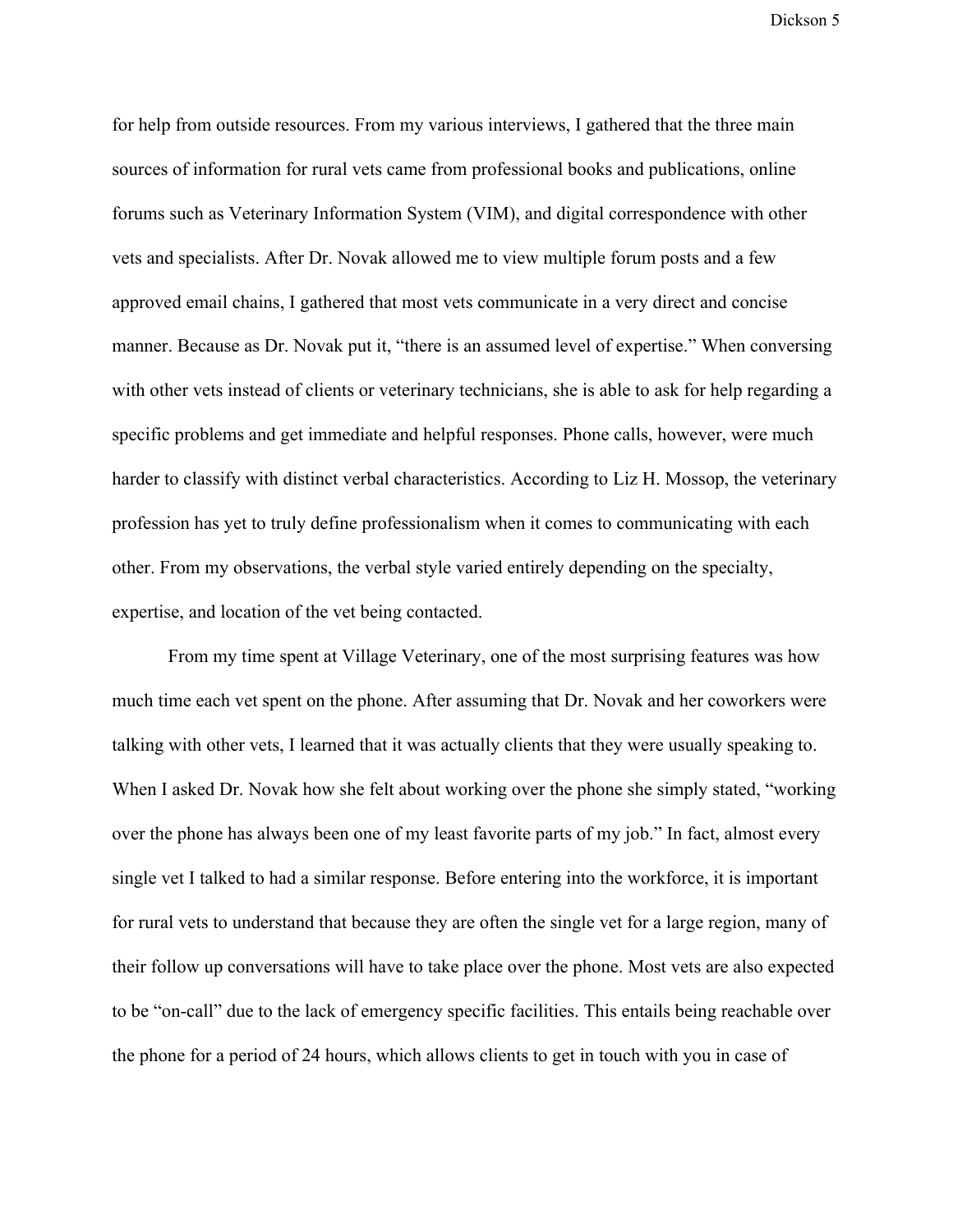for help from outside resources. From my various interviews, I gathered that the three main sources of information for rural vets came from professional books and publications, online forums such as Veterinary Information System (VIM), and digital correspondence with other vets and specialists. After Dr. Novak allowed me to view multiple forum posts and a few approved email chains, I gathered that most vets communicate in a very direct and concise manner. Because as Dr. Novak put it, "there is an assumed level of expertise." When conversing with other vets instead of clients or veterinary technicians, she is able to ask for help regarding a specific problems and get immediate and helpful responses. Phone calls, however, were much harder to classify with distinct verbal characteristics. According to Liz H. Mossop, the veterinary profession has yet to truly define professionalism when it comes to communicating with each other. From my observations, the verbal style varied entirely depending on the specialty, expertise, and location of the vet being contacted.

From my time spent at Village Veterinary, one of the most surprising features was how much time each vet spent on the phone. After assuming that Dr. Novak and her coworkers were talking with other vets, I learned that it was actually clients that they were usually speaking to. When I asked Dr. Novak how she felt about working over the phone she simply stated, "working over the phone has always been one of my least favorite parts of my job." In fact, almost every single vet I talked to had a similar response. Before entering into the workforce, it is important for rural vets to understand that because they are often the single vet for a large region, many of their follow up conversations will have to take place over the phone. Most vets are also expected to be "on-call" due to the lack of emergency specific facilities. This entails being reachable over the phone for a period of 24 hours, which allows clients to get in touch with you in case of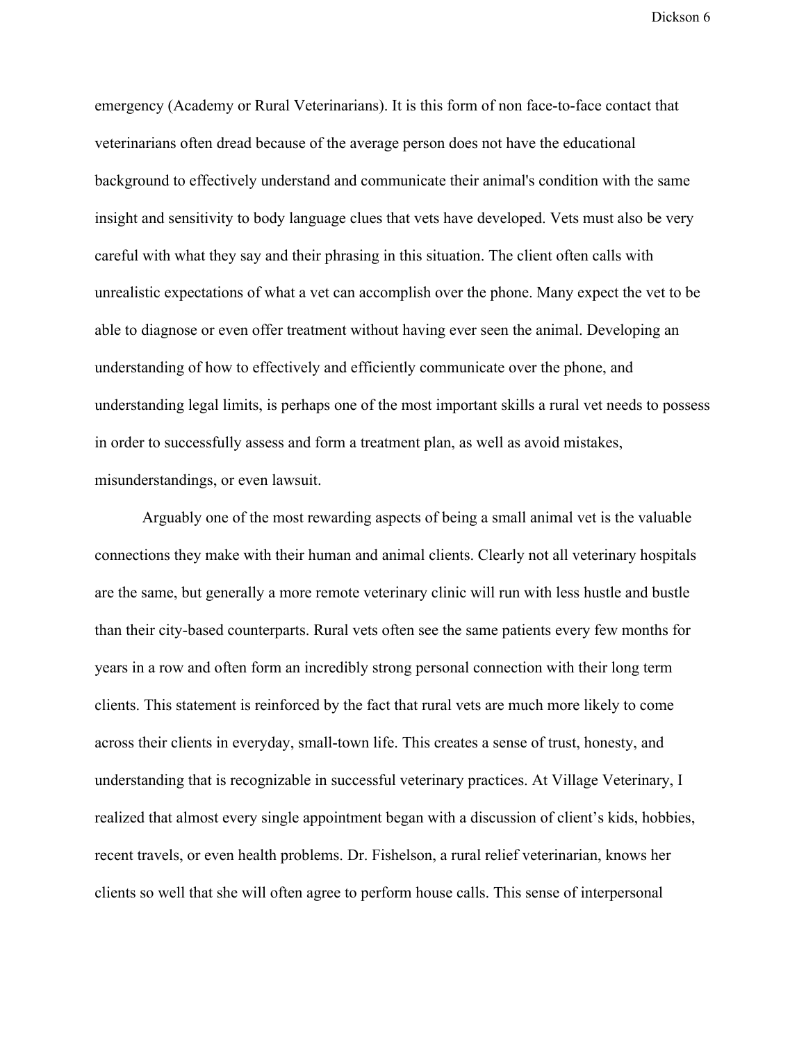emergency (Academy or Rural Veterinarians). It is this form of non face-to-face contact that veterinarians often dread because of the average person does not have the educational background to effectively understand and communicate their animal's condition with the same insight and sensitivity to body language clues that vets have developed. Vets must also be very careful with what they say and their phrasing in this situation. The client often calls with unrealistic expectations of what a vet can accomplish over the phone. Many expect the vet to be able to diagnose or even offer treatment without having ever seen the animal. Developing an understanding of how to effectively and efficiently communicate over the phone, and understanding legal limits, is perhaps one of the most important skills a rural vet needs to possess in order to successfully assess and form a treatment plan, as well as avoid mistakes, misunderstandings, or even lawsuit.

Arguably one of the most rewarding aspects of being a small animal vet is the valuable connections they make with their human and animal clients. Clearly not all veterinary hospitals are the same, but generally a more remote veterinary clinic will run with less hustle and bustle than their city-based counterparts. Rural vets often see the same patients every few months for years in a row and often form an incredibly strong personal connection with their long term clients. This statement is reinforced by the fact that rural vets are much more likely to come across their clients in everyday, small-town life. This creates a sense of trust, honesty, and understanding that is recognizable in successful veterinary practices. At Village Veterinary, I realized that almost every single appointment began with a discussion of client's kids, hobbies, recent travels, or even health problems. Dr. Fishelson, a rural relief veterinarian, knows her clients so well that she will often agree to perform house calls. This sense of interpersonal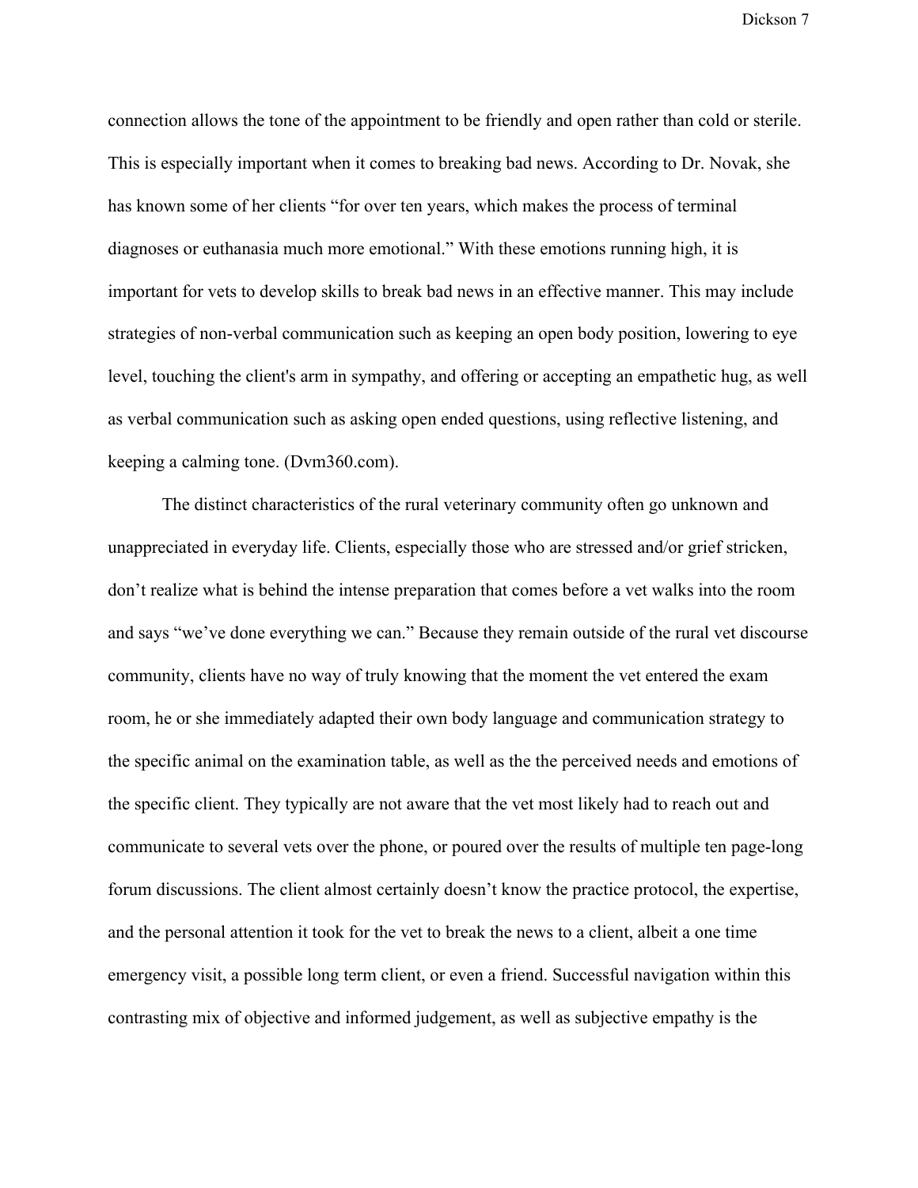connection allows the tone of the appointment to be friendly and open rather than cold or sterile. This is especially important when it comes to breaking bad news. According to Dr. Novak, she has known some of her clients "for over ten years, which makes the process of terminal diagnoses or euthanasia much more emotional." With these emotions running high, it is important for vets to develop skills to break bad news in an effective manner. This may include strategies of non-verbal communication such as keeping an open body position, lowering to eye level, touching the client's arm in sympathy, and offering or accepting an empathetic hug, as well as verbal communication such as asking open ended questions, using reflective listening, and keeping a calming tone. (Dvm360.com).

The distinct characteristics of the rural veterinary community often go unknown and unappreciated in everyday life. Clients, especially those who are stressed and/or grief stricken, don't realize what is behind the intense preparation that comes before a vet walks into the room and says "we've done everything we can." Because they remain outside of the rural vet discourse community, clients have no way of truly knowing that the moment the vet entered the exam room, he or she immediately adapted their own body language and communication strategy to the specific animal on the examination table, as well as the the perceived needs and emotions of the specific client. They typically are not aware that the vet most likely had to reach out and communicate to several vets over the phone, or poured over the results of multiple ten page-long forum discussions. The client almost certainly doesn't know the practice protocol, the expertise, and the personal attention it took for the vet to break the news to a client, albeit a one time emergency visit, a possible long term client, or even a friend. Successful navigation within this contrasting mix of objective and informed judgement, as well as subjective empathy is the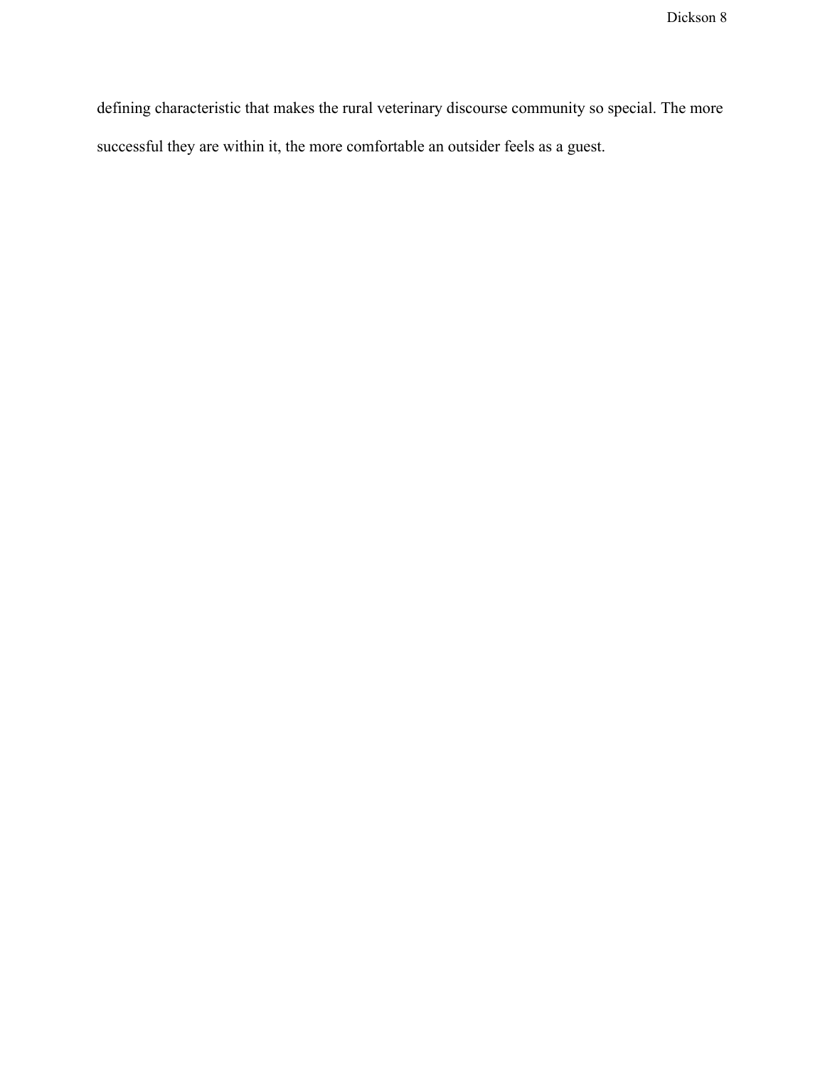defining characteristic that makes the rural veterinary discourse community so special. The more successful they are within it, the more comfortable an outsider feels as a guest.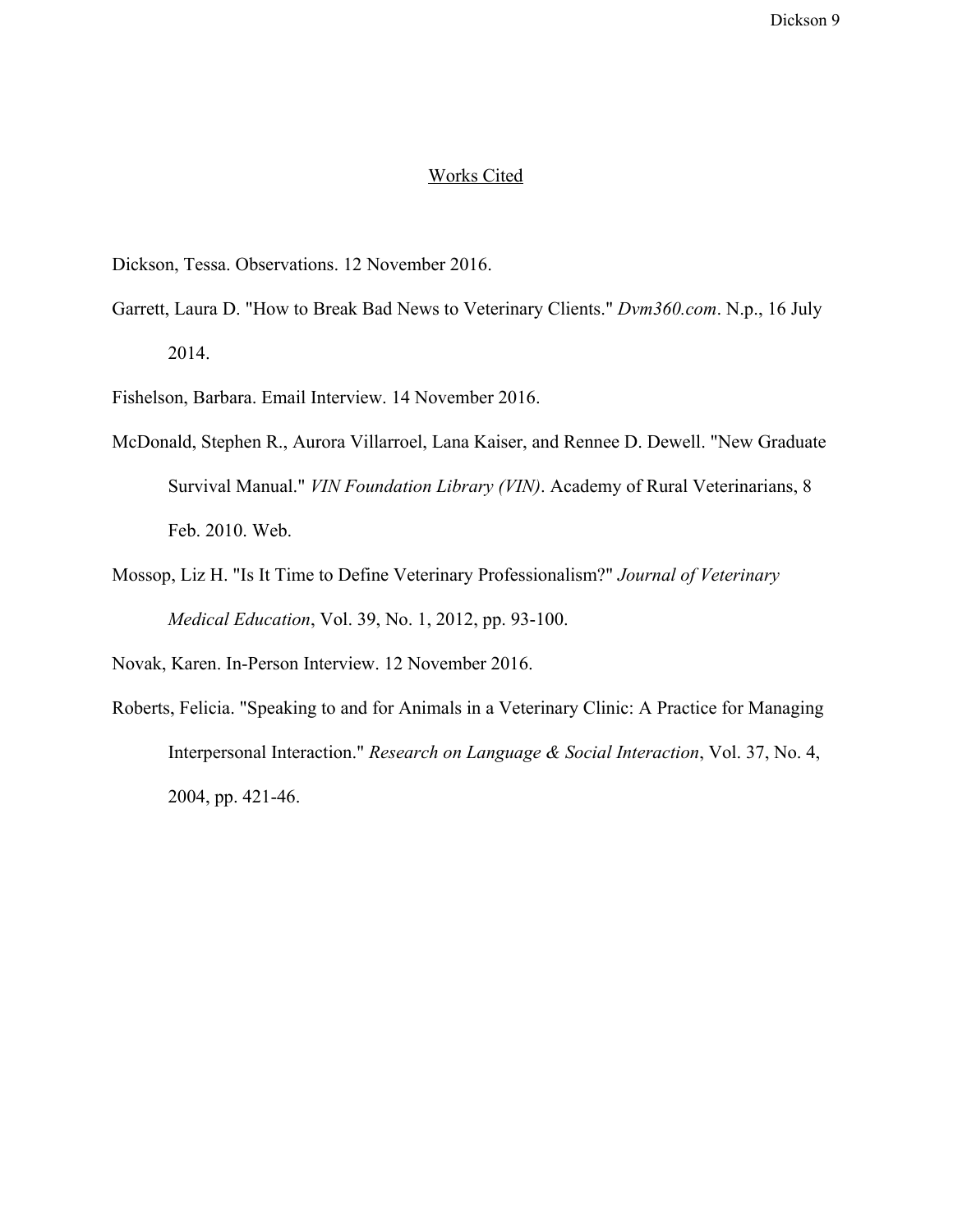# Works Cited

Dickson, Tessa. Observations. 12 November 2016.

Garrett, Laura D. "How to Break Bad News to Veterinary Clients." *Dvm360.com*. N.p., 16 July 2014.

Fishelson, Barbara. Email Interview. 14 November 2016.

McDonald, Stephen R., Aurora Villarroel, Lana Kaiser, and Rennee D. Dewell. "New Graduate Survival Manual." *VIN Foundation Library (VIN)*. Academy of Rural Veterinarians, 8 Feb. 2010. Web.

Mossop, Liz H. "Is It Time to Define Veterinary Professionalism?" *Journal of Veterinary Medical Education*, Vol. 39, No. 1, 2012, pp. 93-100.

Novak, Karen. In-Person Interview. 12 November 2016.

Roberts, Felicia. "Speaking to and for Animals in a Veterinary Clinic: A Practice for Managing Interpersonal Interaction." *Research on Language & Social Interaction*, Vol. 37, No. 4, 2004, pp. 421-46.